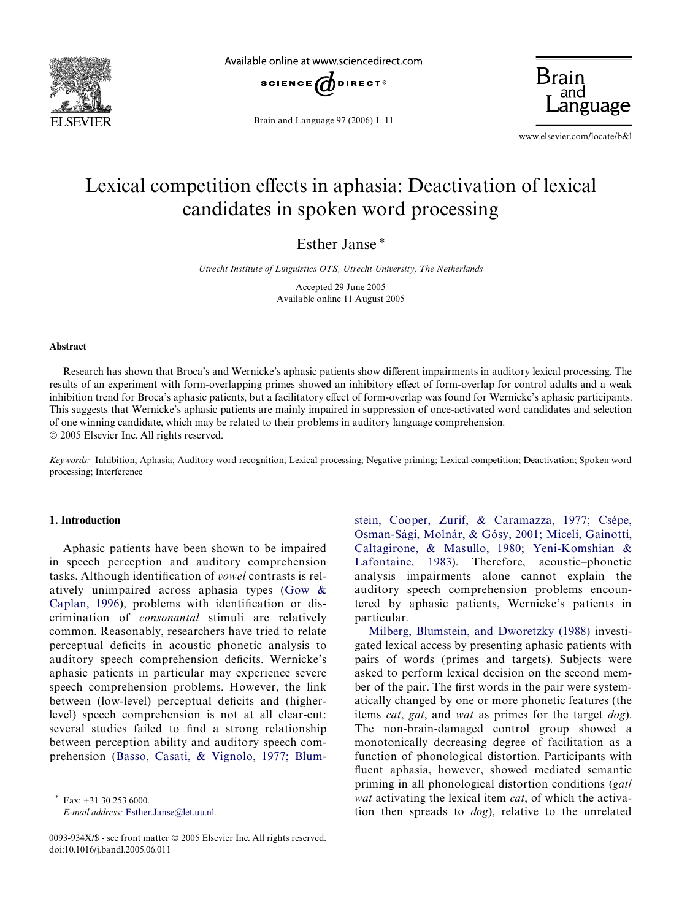# Lexical competition effects in aphasia: Deactivation of lexical candidates in spoken word processing

Esther Janse *

*Utrecht Institute of Linguistics OTS, Utrecht University, The Netherlands*

Accepted 29 June 2005
Available online 11 August 2005

## Abstract

Research has shown that Broca's and Wernicke's aphasic patients show different impairments in auditory lexical processing. The results of an experiment with form-overlapping primes showed an inhibitory effect of form-overlap for control adults and a weak inhibition trend for Broca's aphasic patients, but a facilitatory effect of form-overlap was found for Wernicke's aphasic participants. This suggests that Wernicke's aphasic patients are mainly impaired in suppression of once-activated word candidates and selection of one winning candidate, which may be related to their problems in auditory language comprehension.

© 2005 Elsevier Inc. All rights reserved.

*Keywords:* Inhibition; Aphasia; Auditory word recognition; Lexical processing; Negative priming; Lexical competition; Deactivation; Spoken word processing; Interference

## 1. Introduction

Aphasic patients have been shown to be impaired in speech perception and auditory comprehension tasks. Although identification of *vowel* contrasts is relatively unimpaired across aphasia types (Gow & Caplan, 1996), problems with identification or discrimination of *consonantal* stimuli are relatively common. Reasonably, researchers have tried to relate perceptual deficits in acoustic–phonetic analysis to auditory speech comprehension deficits. Wernicke's aphasic patients in particular may experience severe speech comprehension problems. However, the link between (low-level) perceptual deficits and (higher-level) speech comprehension is not at all clear-cut: several studies failed to find a strong relationship between perception ability and auditory speech comprehension (Basso, Casati, & Vignolo, 1977; Blumstein, Cooper, Zurif, & Caramazza, 1977; Csépe, Osman-Sági, Molnár, & Gósy, 2001; Miceli, Gainotti, Caltagirone, & Masullo, 1980; Yeni-Komshian & Lafontaine, 1983). Therefore, acoustic–phonetic analysis impairments alone cannot explain the auditory speech comprehension problems encountered by aphasic patients, Wernicke's patients in particular.

Milberg, Blumstein, and Dworetzky (1988) investigated lexical access by presenting aphasic patients with pairs of words (primes and targets). Subjects were asked to perform lexical decision on the second member of the pair. The first words in the pair were systematically changed by one or more phonetic features (the items *cat*, *gat*, and *wat* as primes for the target *dog*). The non-brain-damaged control group showed a monotonically decreasing degree of facilitation as a function of phonological distortion. Participants with fluent aphasia, however, showed mediated semantic priming in all phonological distortion conditions (*gat*/*wat* activating the lexical item *cat*, of which the activation then spreads to *dog*), relative to the unrelated

\* Fax: +31 30 253 6000.
*E-mail address:* Esther.Janse@let.uu.nl.

0093-934X/$ - see front matter © 2005 Elsevier Inc. All rights reserved.
doi:10.1016/j.bandl.2005.06.011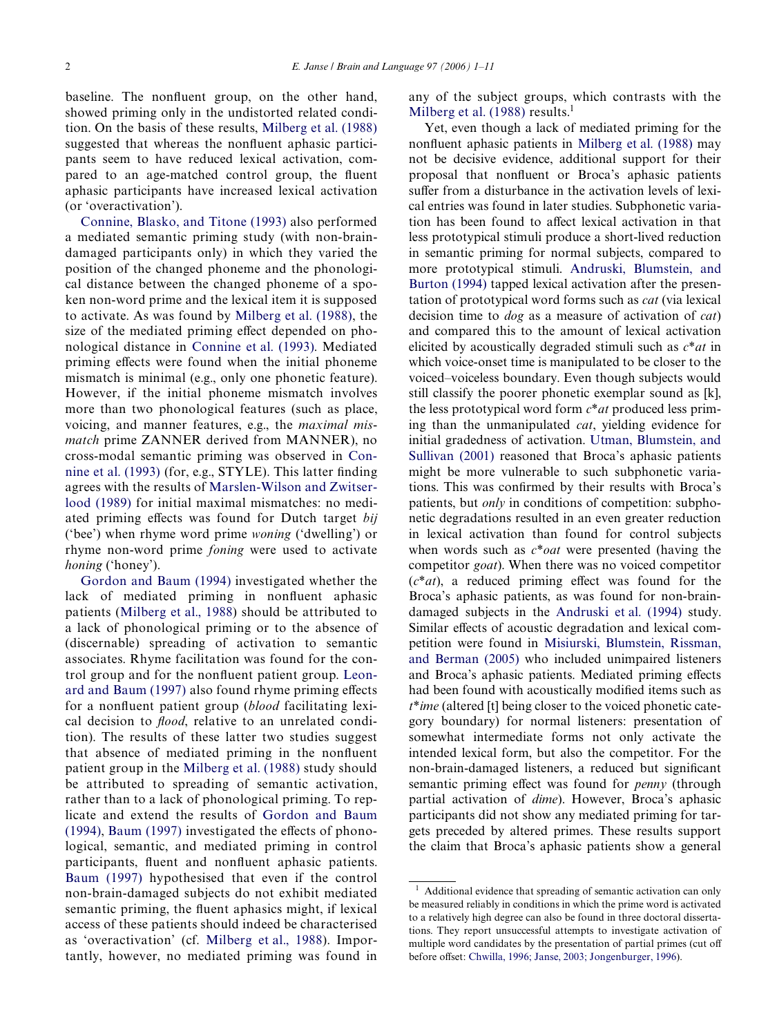baseline. The nonfluent group, on the other hand, showed priming only in the undistorted related condition. On the basis of these results, Milberg et al. (1988) suggested that whereas the nonfluent aphasic participants seem to have reduced lexical activation, compared to an age-matched control group, the fluent aphasic participants have increased lexical activation (or 'overactivation').

Connine, Blasko, and Titone (1993) also performed a mediated semantic priming study (with non-brain-damaged participants only) in which they varied the position of the changed phoneme and the phonological distance between the changed phoneme of a spoken non-word prime and the lexical item it is supposed to activate. As was found by Milberg et al. (1988), the size of the mediated priming effect depended on phonological distance in Connine et al. (1993). Mediated priming effects were found when the initial phoneme mismatch is minimal (e.g., only one phonetic feature). However, if the initial phoneme mismatch involves more than two phonological features (such as place, voicing, and manner features, e.g., the *maximal mismatch* prime ZANNER derived from MANNER), no cross-modal semantic priming was observed in Connine et al. (1993) (for, e.g., STYLE). This latter finding agrees with the results of Marslen-Wilson and Zwitserlood (1989) for initial maximal mismatches: no mediated priming effects was found for Dutch target *bij* ('bee') when rhyme word prime *woning* ('dwelling') or rhyme non-word prime *foning* were used to activate *honing* ('honey').

Gordon and Baum (1994) investigated whether the lack of mediated priming in nonfluent aphasic patients (Milberg et al., 1988) should be attributed to a lack of phonological priming or to the absence of (discernable) spreading of activation to semantic associates. Rhyme facilitation was found for the control group and for the nonfluent patient group. Leonard and Baum (1997) also found rhyme priming effects for a nonfluent patient group (*blood* facilitating lexical decision to *flood*, relative to an unrelated condition). The results of these latter two studies suggest that absence of mediated priming in the nonfluent patient group in the Milberg et al. (1988) study should be attributed to spreading of semantic activation, rather than to a lack of phonological priming. To replicate and extend the results of Gordon and Baum (1994), Baum (1997) investigated the effects of phonological, semantic, and mediated priming in control participants, fluent and nonfluent aphasic patients. Baum (1997) hypothesised that even if the control non-brain-damaged subjects do not exhibit mediated semantic priming, the fluent aphasics might, if lexical access of these patients should indeed be characterised as 'overactivation' (cf. Milberg et al., 1988). Importantly, however, no mediated priming was found in any of the subject groups, which contrasts with the Milberg et al. (1988) results.[1]

Yet, even though a lack of mediated priming for the nonfluent aphasic patients in Milberg et al. (1988) may not be decisive evidence, additional support for their proposal that nonfluent or Broca's aphasic patients suffer from a disturbance in the activation levels of lexical entries was found in later studies. Subphonetic variation has been found to affect lexical activation in that less prototypical stimuli produce a short-lived reduction in semantic priming for normal subjects, compared to more prototypical stimuli. Andruski, Blumstein, and Burton (1994) tapped lexical activation after the presentation of prototypical word forms such as *cat* (via lexical decision time to *dog* as a measure of activation of *cat*) and compared this to the amount of lexical activation elicited by acoustically degraded stimuli such as *c\*at* in which voice-onset time is manipulated to be closer to the voiced–voiceless boundary. Even though subjects would still classify the poorer phonetic exemplar sound as [k], the less prototypical word form *c\*at* produced less priming than the unmanipulated *cat*, yielding evidence for initial gradedness of activation. Utman, Blumstein, and Sullivan (2001) reasoned that Broca's aphasic patients might be more vulnerable to such subphonetic variations. This was confirmed by their results with Broca's patients, but *only* in conditions of competition: subphonetic degradations resulted in an even greater reduction in lexical activation than found for control subjects when words such as *c\*oat* were presented (having the competitor *goat*). When there was no voiced competitor (*c\*at*), a reduced priming effect was found for the Broca's aphasic patients, as was found for non-brain-damaged subjects in the Andruski et al. (1994) study. Similar effects of acoustic degradation and lexical competition were found in Misiurski, Blumstein, Rissman, and Berman (2005) who included unimpaired listeners and Broca's aphasic patients. Mediated priming effects had been found with acoustically modified items such as *t\*ime* (altered [t] being closer to the voiced phonetic category boundary) for normal listeners: presentation of somewhat intermediate forms not only activate the intended lexical form, but also the competitor. For the non-brain-damaged listeners, a reduced but significant semantic priming effect was found for *penny* (through partial activation of *dime*). However, Broca's aphasic participants did not show any mediated priming for targets preceded by altered primes. These results support the claim that Broca's aphasic patients show a general

[1] Additional evidence that spreading of semantic activation can only be measured reliably in conditions in which the prime word is activated to a relatively high degree can also be found in three doctoral dissertations. They report unsuccessful attempts to investigate activation of multiple word candidates by the presentation of partial primes (cut off before offset: Chwilla, 1996; Janse, 2003; Jongenburger, 1996).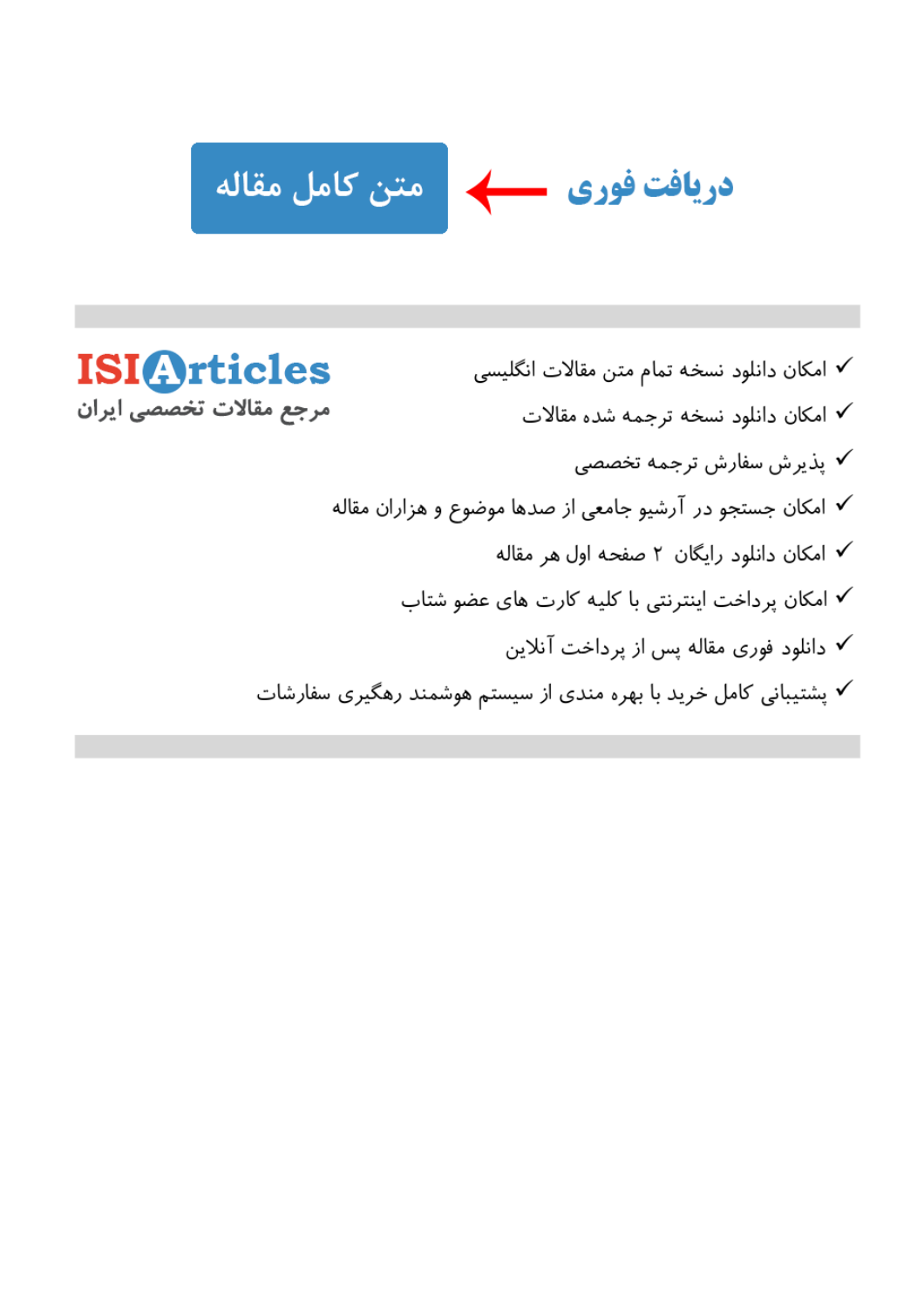دریافت فوری ← متن کامل مقاله

**ISIArticles**
مرجع مقالات تخصصی ایران

- ✓ امکان دانلود نسخه تمام متن مقالات انگلیسی
- ✓ امکان دانلود نسخه ترجمه شده مقالات
- ✓ پذیرش سفارش ترجمه تخصصی
- ✓ امکان جستجو در آرشیو جامعی از صدها موضوع و هزاران مقاله
- ✓ امکان دانلود رایگان ۲ صفحه اول هر مقاله
- ✓ امکان پرداخت اینترنتی با کلیه کارت های عضو شتاب
- ✓ دانلود فوری مقاله پس از پرداخت آنلاین
- ✓ پشتیبانی کامل خرید با بهره مندی از سیستم هوشمند رهگیری سفارشات